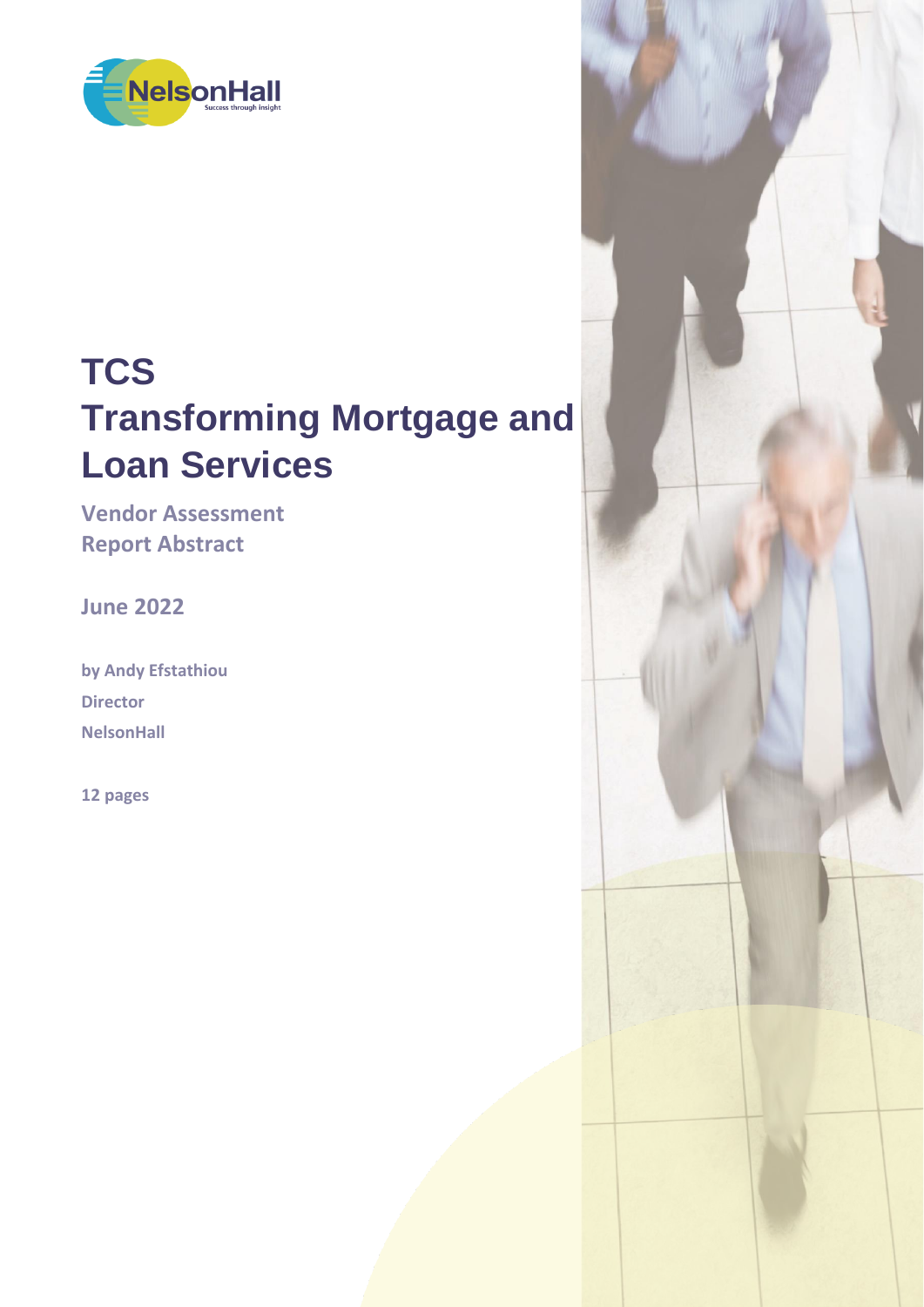# TCS
# Transforming Mortgage and Loan Services

**Vendor Assessment**
**Report Abstract**

**June 2022**

**by Andy Efstathiou**
**Director**
**NelsonHall**

**12 pages**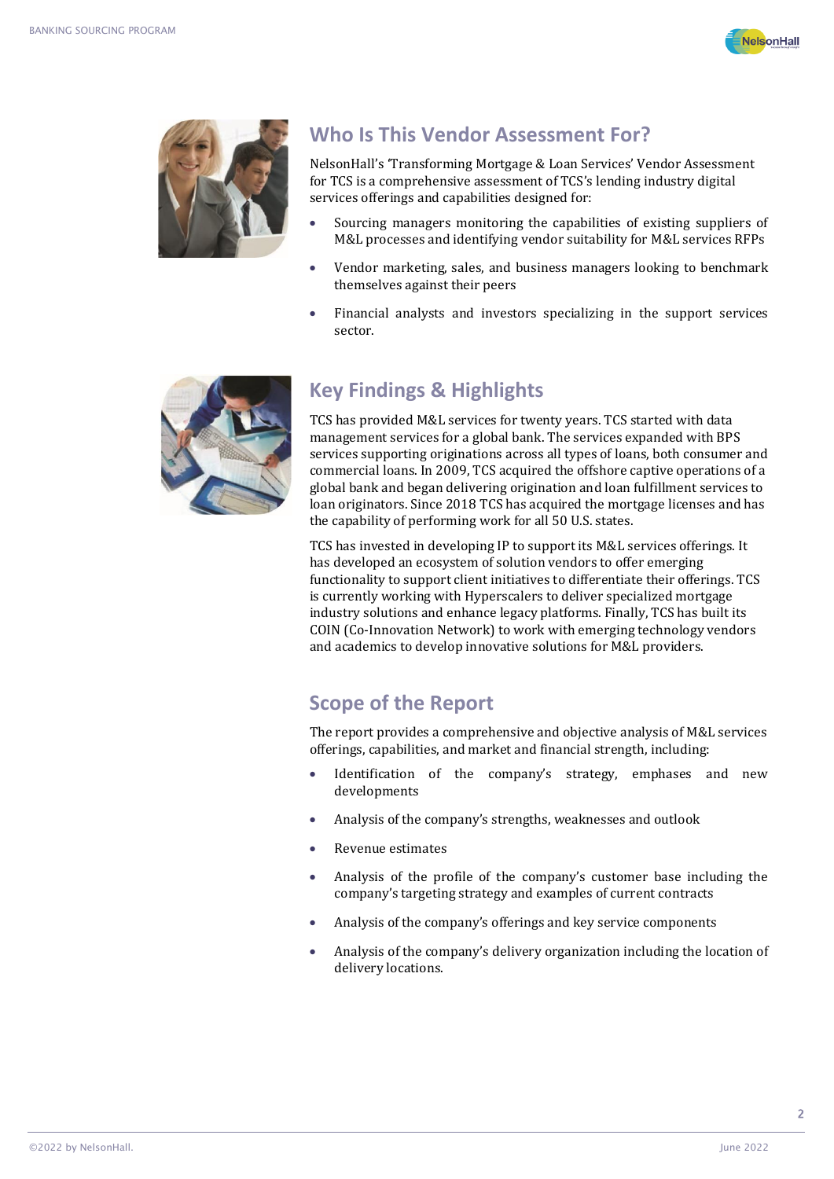## Who Is This Vendor Assessment For?

NelsonHall's 'Transforming Mortgage & Loan Services' Vendor Assessment for TCS is a comprehensive assessment of TCS's lending industry digital services offerings and capabilities designed for:

- Sourcing managers monitoring the capabilities of existing suppliers of M&L processes and identifying vendor suitability for M&L services RFPs
- Vendor marketing, sales, and business managers looking to benchmark themselves against their peers
- Financial analysts and investors specializing in the support services sector.

## Key Findings & Highlights

TCS has provided M&L services for twenty years. TCS started with data management services for a global bank. The services expanded with BPS services supporting originations across all types of loans, both consumer and commercial loans. In 2009, TCS acquired the offshore captive operations of a global bank and began delivering origination and loan fulfillment services to loan originators. Since 2018 TCS has acquired the mortgage licenses and has the capability of performing work for all 50 U.S. states.

TCS has invested in developing IP to support its M&L services offerings. It has developed an ecosystem of solution vendors to offer emerging functionality to support client initiatives to differentiate their offerings. TCS is currently working with Hyperscalers to deliver specialized mortgage industry solutions and enhance legacy platforms. Finally, TCS has built its COIN (Co-Innovation Network) to work with emerging technology vendors and academics to develop innovative solutions for M&L providers.

## Scope of the Report

The report provides a comprehensive and objective analysis of M&L services offerings, capabilities, and market and financial strength, including:

- Identification of the company's strategy, emphases and new developments
- Analysis of the company's strengths, weaknesses and outlook
- Revenue estimates
- Analysis of the profile of the company's customer base including the company's targeting strategy and examples of current contracts
- Analysis of the company's offerings and key service components
- Analysis of the company's delivery organization including the location of delivery locations.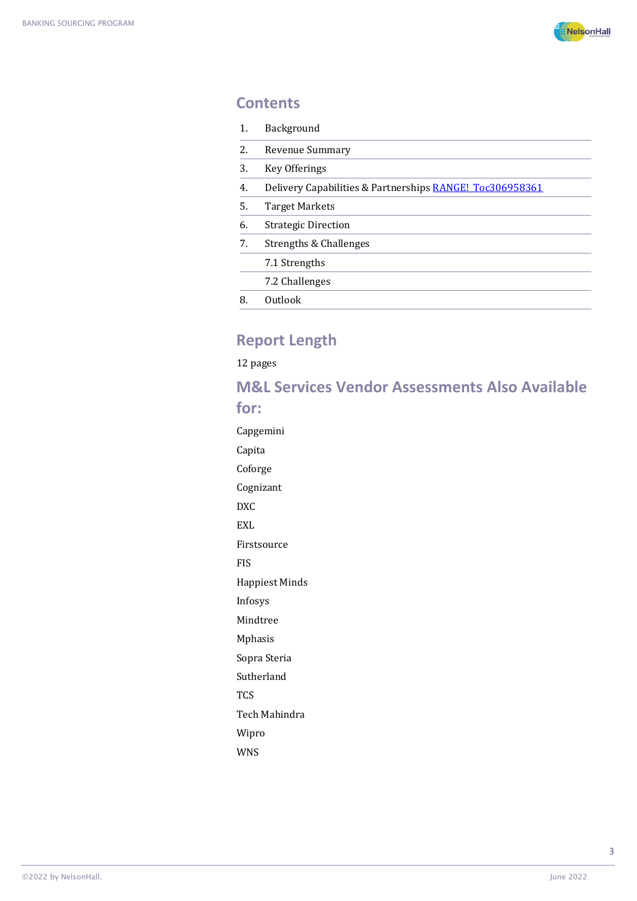## Contents

| | |
|---|---|
| 1. | Background |
| 2. | Revenue Summary |
| 3. | Key Offerings |
| 4. | Delivery Capabilities & Partnerships RANGE!_Toc306958361 |
| 5. | Target Markets |
| 6. | Strategic Direction |
| 7. | Strengths & Challenges |
| | 7.1 Strengths |
| | 7.2 Challenges |
| 8. | Outlook |

## Report Length

12 pages

## M&L Services Vendor Assessments Also Available for:

Capgemini

Capita

Coforge

Cognizant

DXC

EXL

Firstsource

FIS

Happiest Minds

Infosys

Mindtree

Mphasis

Sopra Steria

Sutherland

TCS

Tech Mahindra

Wipro

WNS